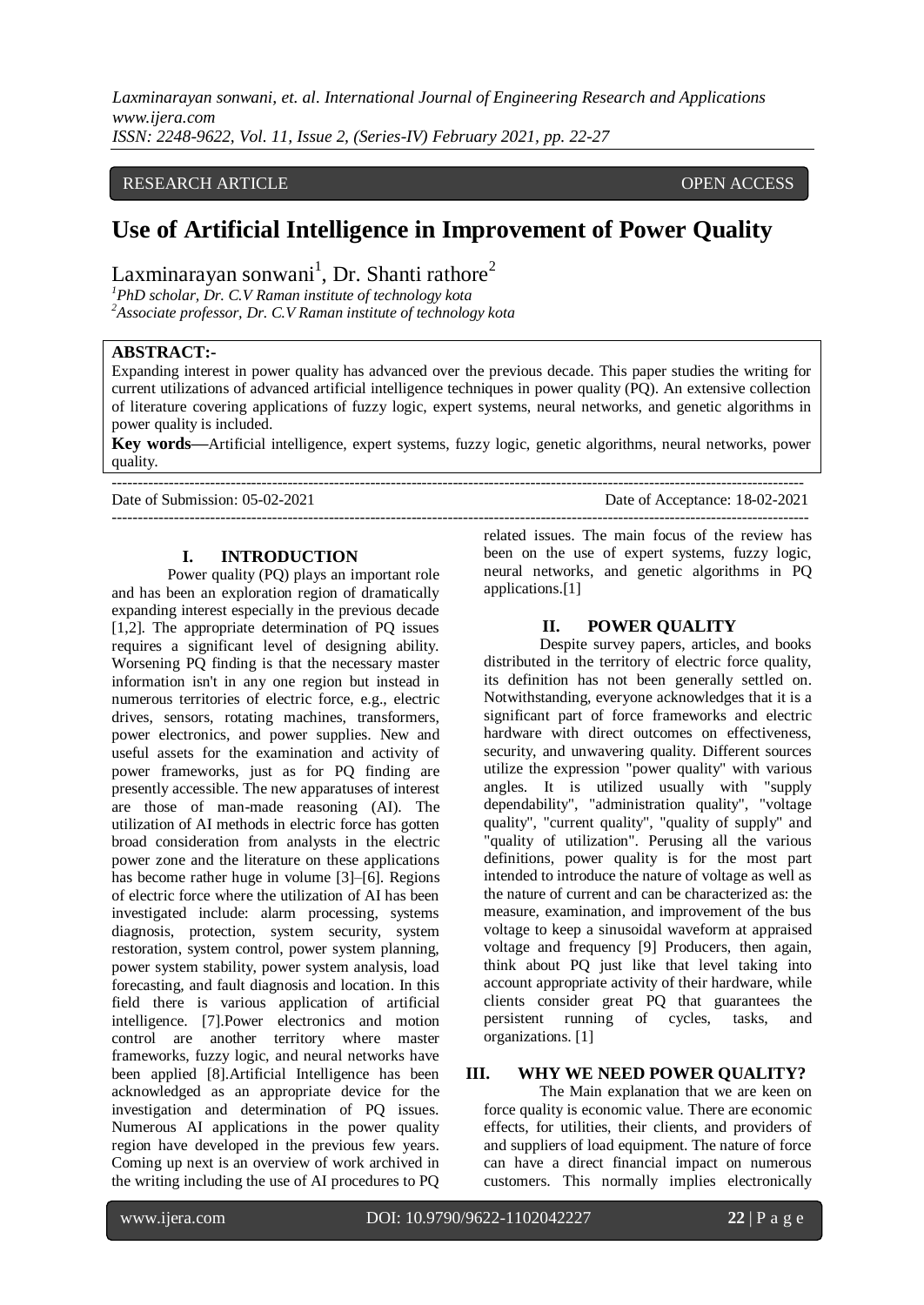RESEARCH ARTICLE OPEN ACCESS

# Use of Artificial Intelligence in Improvement of Power Quality

Laxminarayan sonwani[1], Dr. Shanti rathore[2]

[1]*PhD scholar, Dr. C.V Raman institute of technology kota*
[2]*Associate professor, Dr. C.V Raman institute of technology kota*

**ABSTRACT:-**

Expanding interest in power quality has advanced over the previous decade. This paper studies the writing for current utilizations of advanced artificial intelligence techniques in power quality (PQ). An extensive collection of literature covering applications of fuzzy logic, expert systems, neural networks, and genetic algorithms in power quality is included.

**Key words—**Artificial intelligence, expert systems, fuzzy logic, genetic algorithms, neural networks, power quality.

Date of Submission: 05-02-2021 Date of Acceptance: 18-02-2021

## I. INTRODUCTION

Power quality (PQ) plays an important role and has been an exploration region of dramatically expanding interest especially in the previous decade [1,2]. The appropriate determination of PQ issues requires a significant level of designing ability. Worsening PQ finding is that the necessary master information isn't in any one region but instead in numerous territories of electric force, e.g., electric drives, sensors, rotating machines, transformers, power electronics, and power supplies. New and useful assets for the examination and activity of power frameworks, just as for PQ finding are presently accessible. The new apparatuses of interest are those of man-made reasoning (AI). The utilization of AI methods in electric force has gotten broad consideration from analysts in the electric power zone and the literature on these applications has become rather huge in volume [3]–[6]. Regions of electric force where the utilization of AI has been investigated include: alarm processing, systems diagnosis, protection, system security, system restoration, system control, power system planning, power system stability, power system analysis, load forecasting, and fault diagnosis and location. In this field there is various application of artificial intelligence. [7].Power electronics and motion control are another territory where master frameworks, fuzzy logic, and neural networks have been applied [8].Artificial Intelligence has been acknowledged as an appropriate device for the investigation and determination of PQ issues. Numerous AI applications in the power quality region have developed in the previous few years. Coming up next is an overview of work archived in the writing including the use of AI procedures to PQ related issues. The main focus of the review has been on the use of expert systems, fuzzy logic, neural networks, and genetic algorithms in PQ applications.[1]

## II. POWER QUALITY

Despite survey papers, articles, and books distributed in the territory of electric force quality, its definition has not been generally settled on. Notwithstanding, everyone acknowledges that it is a significant part of force frameworks and electric hardware with direct outcomes on effectiveness, security, and unwavering quality. Different sources utilize the expression "power quality" with various angles. It is utilized usually with "supply dependability", "administration quality", "voltage quality", "current quality", "quality of supply" and "quality of utilization". Perusing all the various definitions, power quality is for the most part intended to introduce the nature of voltage as well as the nature of current and can be characterized as: the measure, examination, and improvement of the bus voltage to keep a sinusoidal waveform at appraised voltage and frequency [9] Producers, then again, think about PQ just like that level taking into account appropriate activity of their hardware, while clients consider great PQ that guarantees the persistent running of cycles, tasks, and organizations. [1]

## III. WHY WE NEED POWER QUALITY?

The Main explanation that we are keen on force quality is economic value. There are economic effects, for utilities, their clients, and providers of and suppliers of load equipment. The nature of force can have a direct financial impact on numerous customers. This normally implies electronically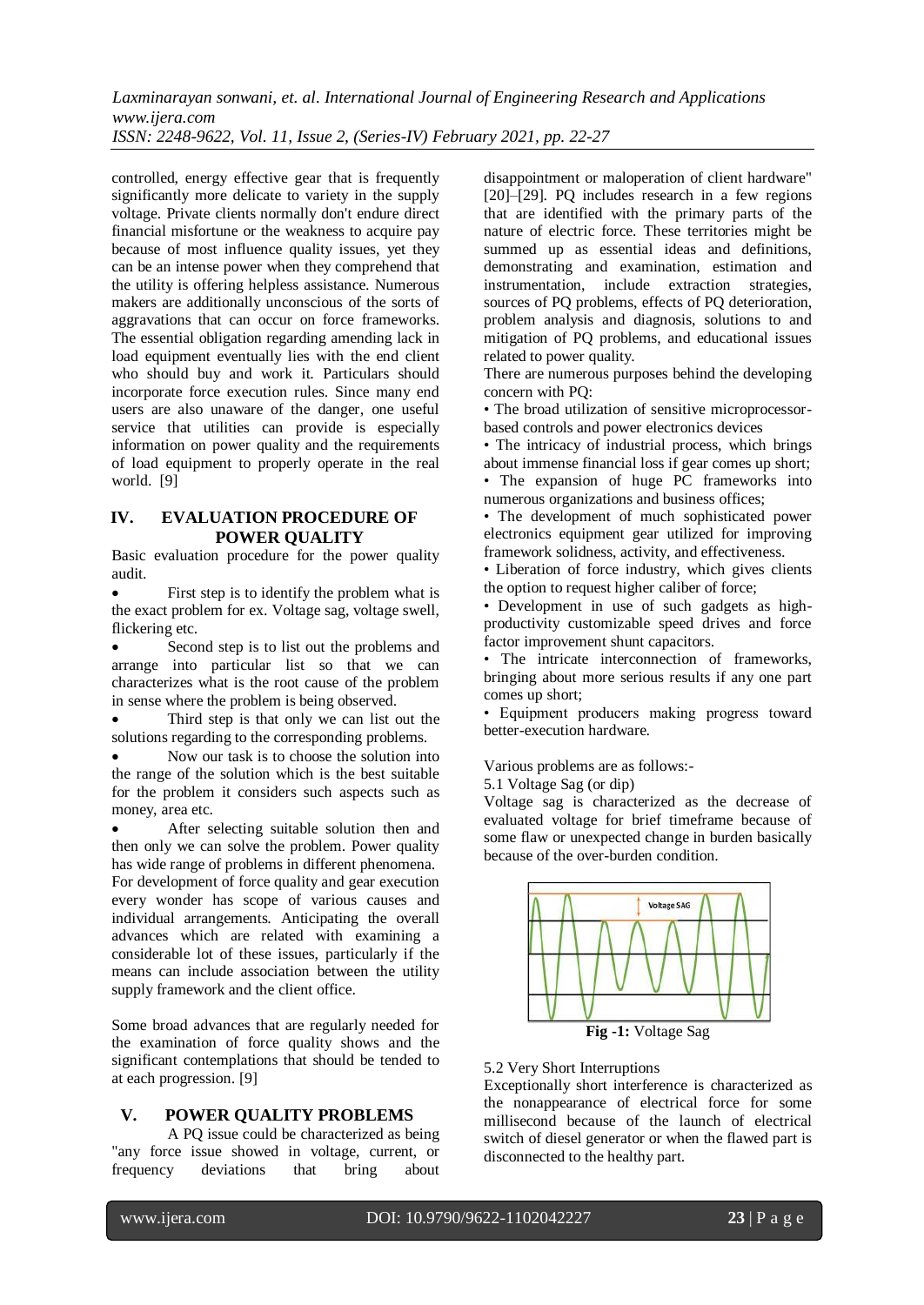controlled, energy effective gear that is frequently significantly more delicate to variety in the supply voltage. Private clients normally don't endure direct financial misfortune or the weakness to acquire pay because of most influence quality issues, yet they can be an intense power when they comprehend that the utility is offering helpless assistance. Numerous makers are additionally unconscious of the sorts of aggravations that can occur on force frameworks. The essential obligation regarding amending lack in load equipment eventually lies with the end client who should buy and work it. Particulars should incorporate force execution rules. Since many end users are also unaware of the danger, one useful service that utilities can provide is especially information on power quality and the requirements of load equipment to properly operate in the real world. [9]

## IV. EVALUATION PROCEDURE OF POWER QUALITY

Basic evaluation procedure for the power quality audit.

- First step is to identify the problem what is the exact problem for ex. Voltage sag, voltage swell, flickering etc.
- Second step is to list out the problems and arrange into particular list so that we can characterizes what is the root cause of the problem in sense where the problem is being observed.
- Third step is that only we can list out the solutions regarding to the corresponding problems.
- Now our task is to choose the solution into the range of the solution which is the best suitable for the problem it considers such aspects such as money, area etc.
- After selecting suitable solution then and then only we can solve the problem. Power quality has wide range of problems in different phenomena.

For development of force quality and gear execution every wonder has scope of various causes and individual arrangements. Anticipating the overall advances which are related with examining a considerable lot of these issues, particularly if the means can include association between the utility supply framework and the client office.

Some broad advances that are regularly needed for the examination of force quality shows and the significant contemplations that should be tended to at each progression. [9]

## V. POWER QUALITY PROBLEMS

A PQ issue could be characterized as being "any force issue showed in voltage, current, or frequency deviations that bring about disappointment or maloperation of client hardware" [20]–[29]. PQ includes research in a few regions that are identified with the primary parts of the nature of electric force. These territories might be summed up as essential ideas and definitions, demonstrating and examination, estimation and instrumentation, include extraction strategies, sources of PQ problems, effects of PQ deterioration, problem analysis and diagnosis, solutions to and mitigation of PQ problems, and educational issues related to power quality.

There are numerous purposes behind the developing concern with PQ:

• The broad utilization of sensitive microprocessor-based controls and power electronics devices

• The intricacy of industrial process, which brings about immense financial loss if gear comes up short;

• The expansion of huge PC frameworks into numerous organizations and business offices;

• The development of much sophisticated power electronics equipment gear utilized for improving framework solidness, activity, and effectiveness.

• Liberation of force industry, which gives clients the option to request higher caliber of force;

• Development in use of such gadgets as high-productivity customizable speed drives and force factor improvement shunt capacitors.

• The intricate interconnection of frameworks, bringing about more serious results if any one part comes up short;

• Equipment producers making progress toward better-execution hardware.

Various problems are as follows:-

5.1 Voltage Sag (or dip)

Voltage sag is characterized as the decrease of evaluated voltage for brief timeframe because of some flaw or unexpected change in burden basically because of the over-burden condition.

**Fig -1:** Voltage Sag

5.2 Very Short Interruptions

Exceptionally short interference is characterized as the nonappearance of electrical force for some millisecond because of the launch of electrical switch of diesel generator or when the flawed part is disconnected to the healthy part.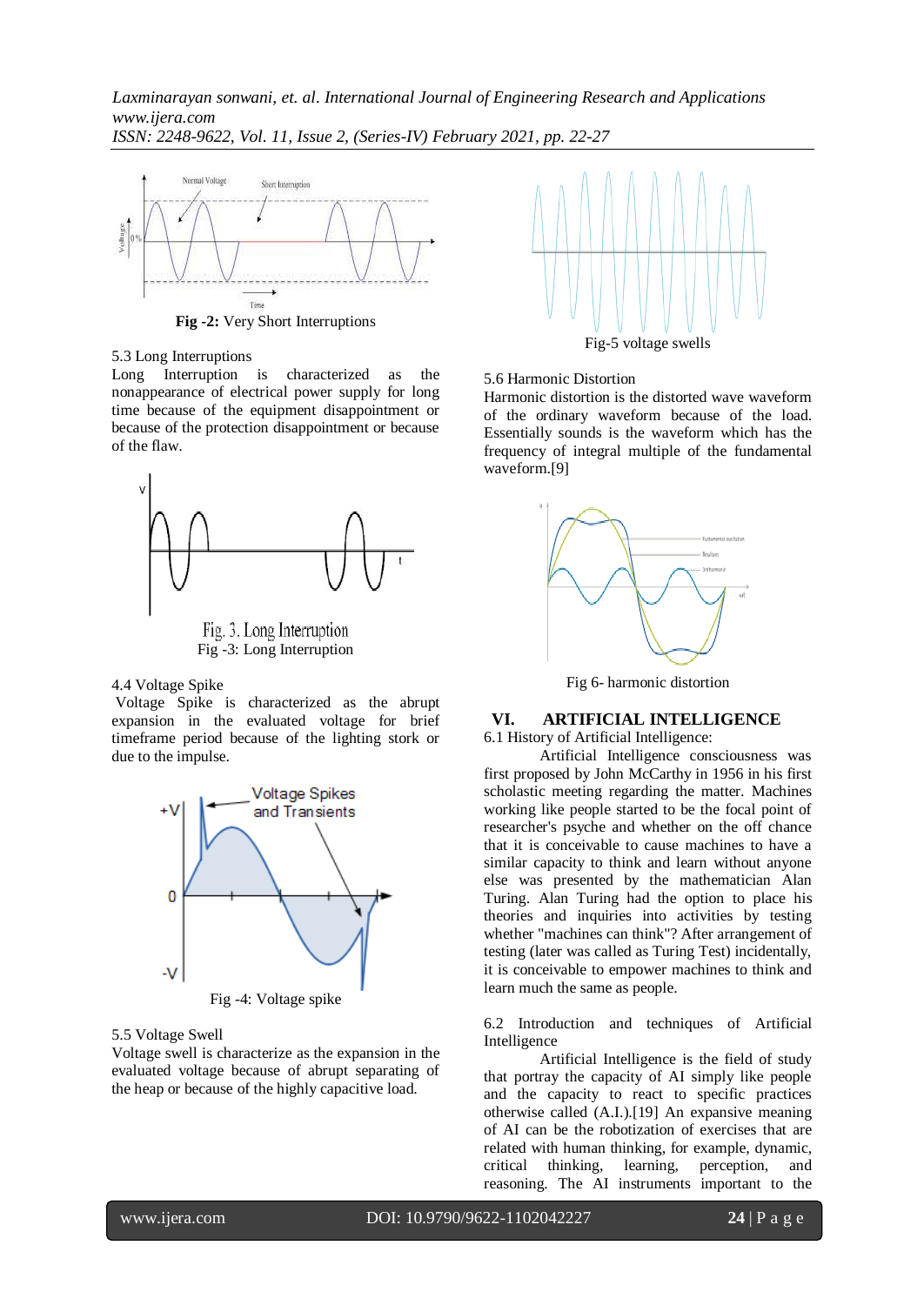Fig -2: Very Short Interruptions

5.3 Long Interruptions
Long Interruption is characterized as the nonappearance of electrical power supply for long time because of the equipment disappointment or because of the protection disappointment or because of the flaw.

Fig. 3. Long Interruption
Fig -3: Long Interruption

4.4 Voltage Spike
Voltage Spike is characterized as the abrupt expansion in the evaluated voltage for brief timeframe period because of the lighting stork or due to the impulse.

Fig -4: Voltage spike

5.5 Voltage Swell
Voltage swell is characterize as the expansion in the evaluated voltage because of abrupt separating of the heap or because of the highly capacitive load.

Fig-5 voltage swells

5.6 Harmonic Distortion
Harmonic distortion is the distorted wave waveform of the ordinary waveform because of the load. Essentially sounds is the waveform which has the frequency of integral multiple of the fundamental waveform.[9]

Fig 6- harmonic distortion

## VI. ARTIFICIAL INTELLIGENCE

6.1 History of Artificial Intelligence:

Artificial Intelligence consciousness was first proposed by John McCarthy in 1956 in his first scholastic meeting regarding the matter. Machines working like people started to be the focal point of researcher's psyche and whether on the off chance that it is conceivable to cause machines to have a similar capacity to think and learn without anyone else was presented by the mathematician Alan Turing. Alan Turing had the option to place his theories and inquiries into activities by testing whether "machines can think"? After arrangement of testing (later was called as Turing Test) incidentally, it is conceivable to empower machines to think and learn much the same as people.

6.2 Introduction and techniques of Artificial Intelligence

Artificial Intelligence is the field of study that portray the capacity of AI simply like people and the capacity to react to specific practices otherwise called (A.I.).[19] An expansive meaning of AI can be the robotization of exercises that are related with human thinking, for example, dynamic, critical thinking, learning, perception, and reasoning. The AI instruments important to the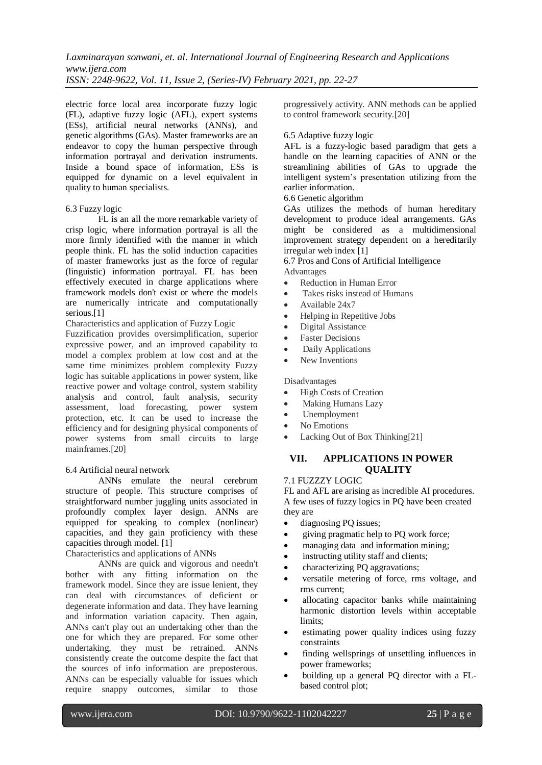electric force local area incorporate fuzzy logic (FL), adaptive fuzzy logic (AFL), expert systems (ESs), artificial neural networks (ANNs), and genetic algorithms (GAs). Master frameworks are an endeavor to copy the human perspective through information portrayal and derivation instruments. Inside a bound space of information, ESs is equipped for dynamic on a level equivalent in quality to human specialists.

6.3 Fuzzy logic

FL is an all the more remarkable variety of crisp logic, where information portrayal is all the more firmly identified with the manner in which people think. FL has the solid induction capacities of master frameworks just as the force of regular (linguistic) information portrayal. FL has been effectively executed in charge applications where framework models don't exist or where the models are numerically intricate and computationally serious.[1]

Characteristics and application of Fuzzy Logic

Fuzzification provides oversimplification, superior expressive power, and an improved capability to model a complex problem at low cost and at the same time minimizes problem complexity Fuzzy logic has suitable applications in power system, like reactive power and voltage control, system stability analysis and control, fault analysis, security assessment, load forecasting, power system protection, etc. It can be used to increase the efficiency and for designing physical components of power systems from small circuits to large mainframes.[20]

6.4 Artificial neural network

ANNs emulate the neural cerebrum structure of people. This structure comprises of straightforward number juggling units associated in profoundly complex layer design. ANNs are equipped for speaking to complex (nonlinear) capacities, and they gain proficiency with these capacities through model. [1]

Characteristics and applications of ANNs

ANNs are quick and vigorous and needn't bother with any fitting information on the framework model. Since they are issue lenient, they can deal with circumstances of deficient or degenerate information and data. They have learning and information variation capacity. Then again, ANNs can't play out an undertaking other than the one for which they are prepared. For some other undertaking, they must be retrained. ANNs consistently create the outcome despite the fact that the sources of info information are preposterous. ANNs can be especially valuable for issues which require snappy outcomes, similar to those progressively activity. ANN methods can be applied to control framework security.[20]

6.5 Adaptive fuzzy logic

AFL is a fuzzy-logic based paradigm that gets a handle on the learning capacities of ANN or the streamlining abilities of GAs to upgrade the intelligent system's presentation utilizing from the earlier information.

6.6 Genetic algorithm

GAs utilizes the methods of human hereditary development to produce ideal arrangements. GAs might be considered as a multidimensional improvement strategy dependent on a hereditarily irregular web index [1]

6.7 Pros and Cons of Artificial Intelligence

Advantages

- Reduction in Human Error
- Takes risks instead of Humans
- Available 24x7
- Helping in Repetitive Jobs
- Digital Assistance
- Faster Decisions
- Daily Applications
- New Inventions

Disadvantages

- High Costs of Creation
- Making Humans Lazy
- Unemployment
- No Emotions
- Lacking Out of Box Thinking[21]

## VII. APPLICATIONS IN POWER QUALITY

7.1 FUZZZY LOGIC

FL and AFL are arising as incredible AI procedures. A few uses of fuzzy logics in PQ have been created they are

- diagnosing PQ issues;
- giving pragmatic help to PQ work force;
- managing data and information mining;
- instructing utility staff and clients;
- characterizing PQ aggravations;
- versatile metering of force, rms voltage, and rms current;
- allocating capacitor banks while maintaining harmonic distortion levels within acceptable limits;
- estimating power quality indices using fuzzy constraints
- finding wellsprings of unsettling influences in power frameworks;
- building up a general PQ director with a FL-based control plot;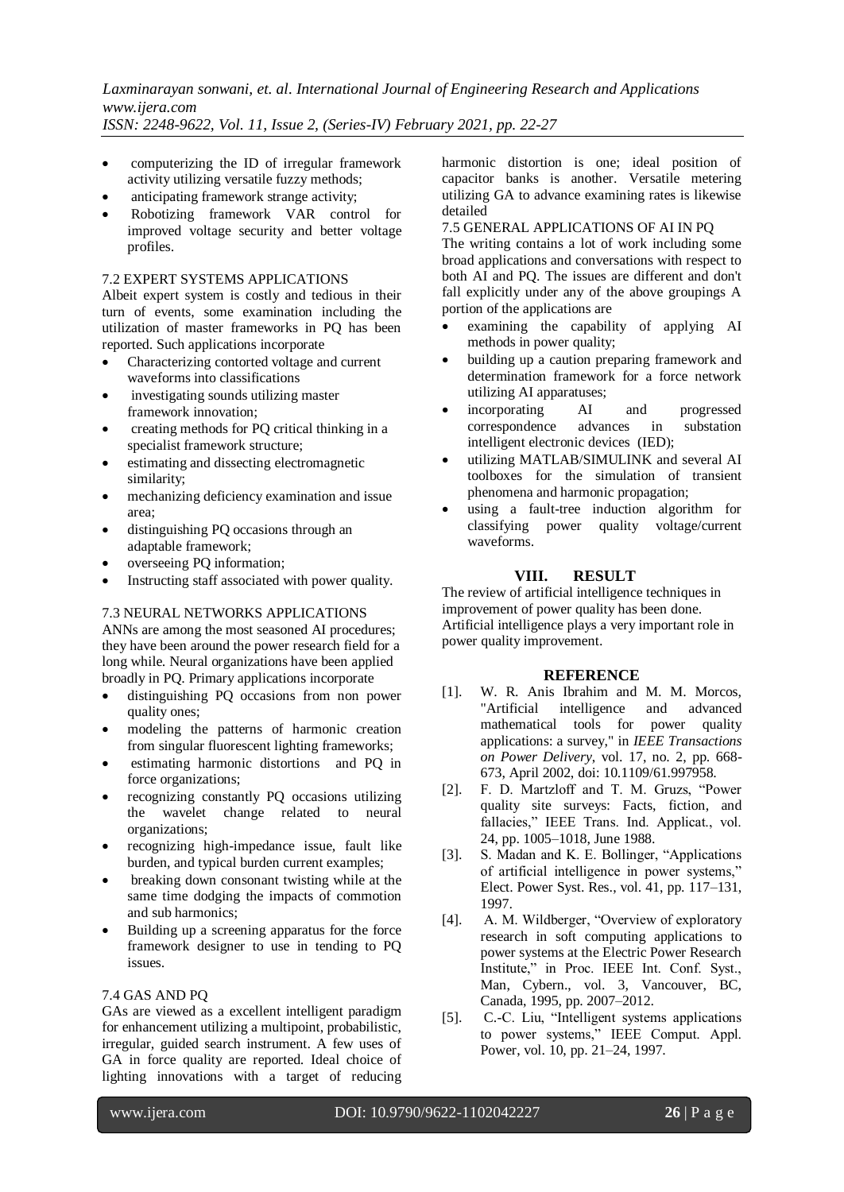- computerizing the ID of irregular framework activity utilizing versatile fuzzy methods;
- anticipating framework strange activity;
- Robotizing framework VAR control for improved voltage security and better voltage profiles.

### 7.2 EXPERT SYSTEMS APPLICATIONS

Albeit expert system is costly and tedious in their turn of events, some examination including the utilization of master frameworks in PQ has been reported. Such applications incorporate

- Characterizing contorted voltage and current waveforms into classifications
- investigating sounds utilizing master framework innovation;
- creating methods for PQ critical thinking in a specialist framework structure;
- estimating and dissecting electromagnetic similarity;
- mechanizing deficiency examination and issue area;
- distinguishing PQ occasions through an adaptable framework;
- overseeing PQ information;
- Instructing staff associated with power quality.

### 7.3 NEURAL NETWORKS APPLICATIONS

ANNs are among the most seasoned AI procedures; they have been around the power research field for a long while. Neural organizations have been applied broadly in PQ. Primary applications incorporate

- distinguishing PQ occasions from non power quality ones;
- modeling the patterns of harmonic creation from singular fluorescent lighting frameworks;
- estimating harmonic distortions and PQ in force organizations;
- recognizing constantly PQ occasions utilizing the wavelet change related to neural organizations;
- recognizing high-impedance issue, fault like burden, and typical burden current examples;
- breaking down consonant twisting while at the same time dodging the impacts of commotion and sub harmonics;
- Building up a screening apparatus for the force framework designer to use in tending to PQ issues.

### 7.4 GAS AND PQ

GAs are viewed as a excellent intelligent paradigm for enhancement utilizing a multipoint, probabilistic, irregular, guided search instrument. A few uses of GA in force quality are reported. Ideal choice of lighting innovations with a target of reducing harmonic distortion is one; ideal position of capacitor banks is another. Versatile metering utilizing GA to advance examining rates is likewise detailed

### 7.5 GENERAL APPLICATIONS OF AI IN PQ

The writing contains a lot of work including some broad applications and conversations with respect to both AI and PQ. The issues are different and don't fall explicitly under any of the above groupings A portion of the applications are

- examining the capability of applying AI methods in power quality;
- building up a caution preparing framework and determination framework for a force network utilizing AI apparatuses;
- incorporating AI and progressed correspondence advances in substation intelligent electronic devices (IED);
- utilizing MATLAB/SIMULINK and several AI toolboxes for the simulation of transient phenomena and harmonic propagation;
- using a fault-tree induction algorithm for classifying power quality voltage/current waveforms.

## VIII. RESULT

The review of artificial intelligence techniques in improvement of power quality has been done. Artificial intelligence plays a very important role in power quality improvement.

## REFERENCE

[1]. W. R. Anis Ibrahim and M. M. Morcos, "Artificial intelligence and advanced mathematical tools for power quality applications: a survey," in *IEEE Transactions on Power Delivery*, vol. 17, no. 2, pp. 668-673, April 2002, doi: 10.1109/61.997958.

[2]. F. D. Martzloff and T. M. Gruzs, "Power quality site surveys: Facts, fiction, and fallacies," IEEE Trans. Ind. Applicat., vol. 24, pp. 1005–1018, June 1988.

[3]. S. Madan and K. E. Bollinger, "Applications of artificial intelligence in power systems," Elect. Power Syst. Res., vol. 41, pp. 117–131, 1997.

[4]. A. M. Wildberger, "Overview of exploratory research in soft computing applications to power systems at the Electric Power Research Institute," in Proc. IEEE Int. Conf. Syst., Man, Cybern., vol. 3, Vancouver, BC, Canada, 1995, pp. 2007–2012.

[5]. C.-C. Liu, "Intelligent systems applications to power systems," IEEE Comput. Appl. Power, vol. 10, pp. 21–24, 1997.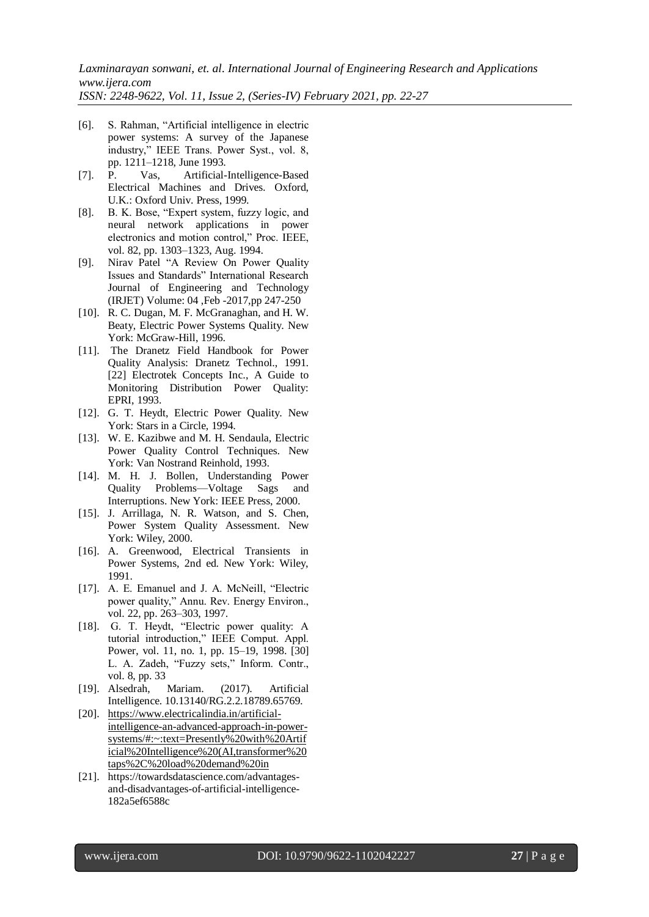- [6]. S. Rahman, "Artificial intelligence in electric power systems: A survey of the Japanese industry," IEEE Trans. Power Syst., vol. 8, pp. 1211–1218, June 1993.
- [7]. P. Vas, Artificial-Intelligence-Based Electrical Machines and Drives. Oxford, U.K.: Oxford Univ. Press, 1999.
- [8]. B. K. Bose, "Expert system, fuzzy logic, and neural network applications in power electronics and motion control," Proc. IEEE, vol. 82, pp. 1303–1323, Aug. 1994.
- [9]. Nirav Patel "A Review On Power Quality Issues and Standards" International Research Journal of Engineering and Technology (IRJET) Volume: 04 ,Feb -2017,pp 247-250
- [10]. R. C. Dugan, M. F. McGranaghan, and H. W. Beaty, Electric Power Systems Quality. New York: McGraw-Hill, 1996.
- [11]. The Dranetz Field Handbook for Power Quality Analysis: Dranetz Technol., 1991. [22] Electrotek Concepts Inc., A Guide to Monitoring Distribution Power Quality: EPRI, 1993.
- [12]. G. T. Heydt, Electric Power Quality. New York: Stars in a Circle, 1994.
- [13]. W. E. Kazibwe and M. H. Sendaula, Electric Power Quality Control Techniques. New York: Van Nostrand Reinhold, 1993.
- [14]. M. H. J. Bollen, Understanding Power Quality Problems—Voltage Sags and Interruptions. New York: IEEE Press, 2000.
- [15]. J. Arrillaga, N. R. Watson, and S. Chen, Power System Quality Assessment. New York: Wiley, 2000.
- [16]. A. Greenwood, Electrical Transients in Power Systems, 2nd ed. New York: Wiley, 1991.
- [17]. A. E. Emanuel and J. A. McNeill, "Electric power quality," Annu. Rev. Energy Environ., vol. 22, pp. 263–303, 1997.
- [18]. G. T. Heydt, "Electric power quality: A tutorial introduction," IEEE Comput. Appl. Power, vol. 11, no. 1, pp. 15–19, 1998. [30] L. A. Zadeh, "Fuzzy sets," Inform. Contr., vol. 8, pp. 33
- [19]. Alsedrah, Mariam. (2017). Artificial Intelligence. 10.13140/RG.2.2.18789.65769.
- [20]. https://www.electricalindia.in/artificial-intelligence-an-advanced-approach-in-power-systems/#:~:text=Presently%20with%20Artificial%20Intelligence%20(AI,transformer%20taps%2C%20load%20demand%20in
- [21]. https://towardsdatascience.com/advantages-and-disadvantages-of-artificial-intelligence-182a5ef6588c